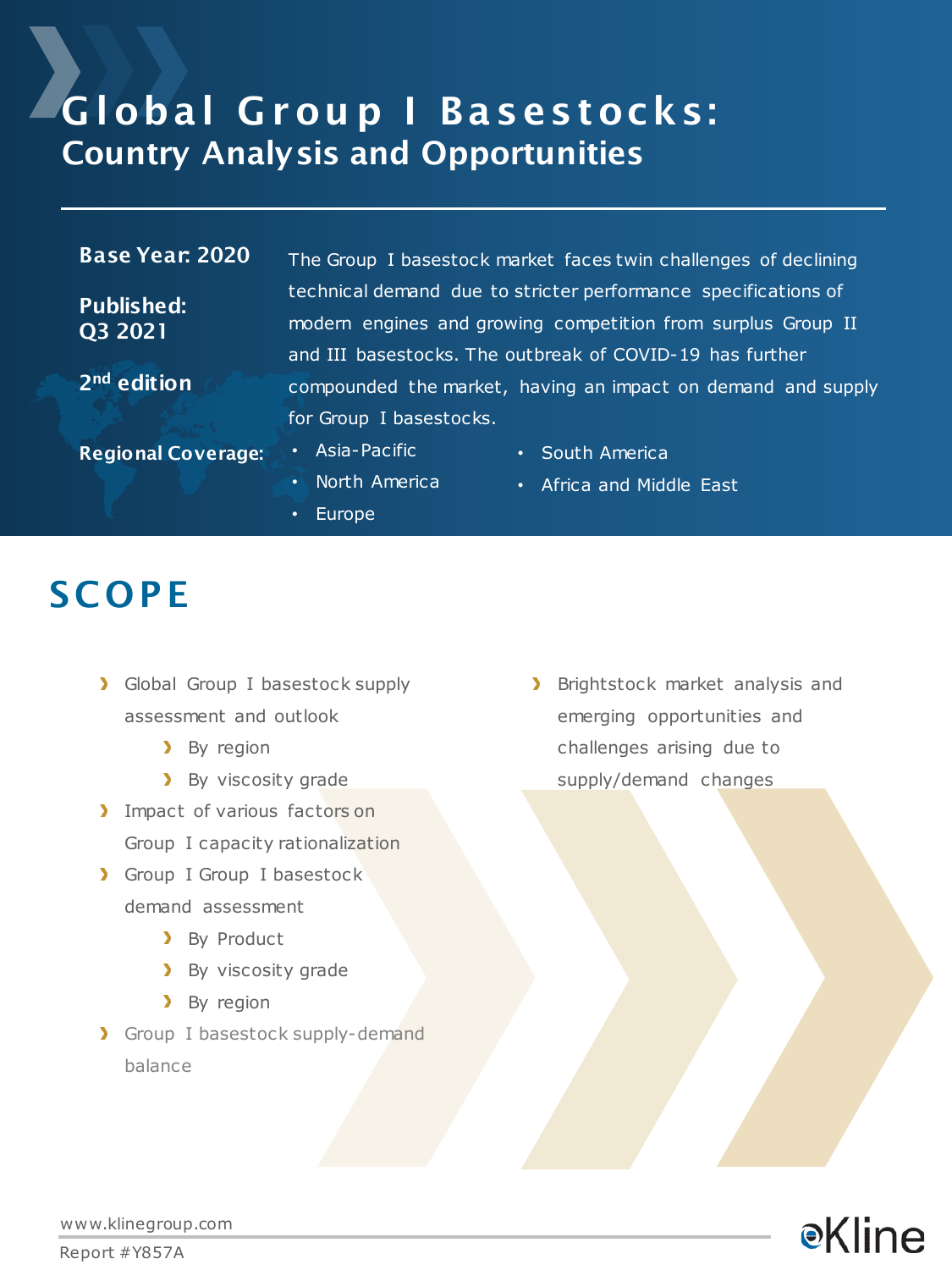# Global Group I Basestocks:
## Country Analysis and Opportunities

**Base Year: 2020**

**Published: Q3 2021**

**2nd edition**

The Group I basestock market faces twin challenges of declining technical demand due to stricter performance specifications of modern engines and growing competition from surplus Group II and III basestocks. The outbreak of COVID-19 has further compounded the market, having an impact on demand and supply for Group I basestocks.

**Regional Coverage:**

- Asia-Pacific
- North America
- Europe
- South America
- Africa and Middle East

## SCOPE

- Global Group I basestock supply assessment and outlook
  - By region
  - By viscosity grade
- Impact of various factors on Group I capacity rationalization
- Group I Group I basestock demand assessment
  - By Product
  - By viscosity grade
  - By region
- Group I basestock supply-demand balance
- Brightstock market analysis and emerging opportunities and challenges arising due to supply/demand changes

www.klinegroup.com

Report #Y857A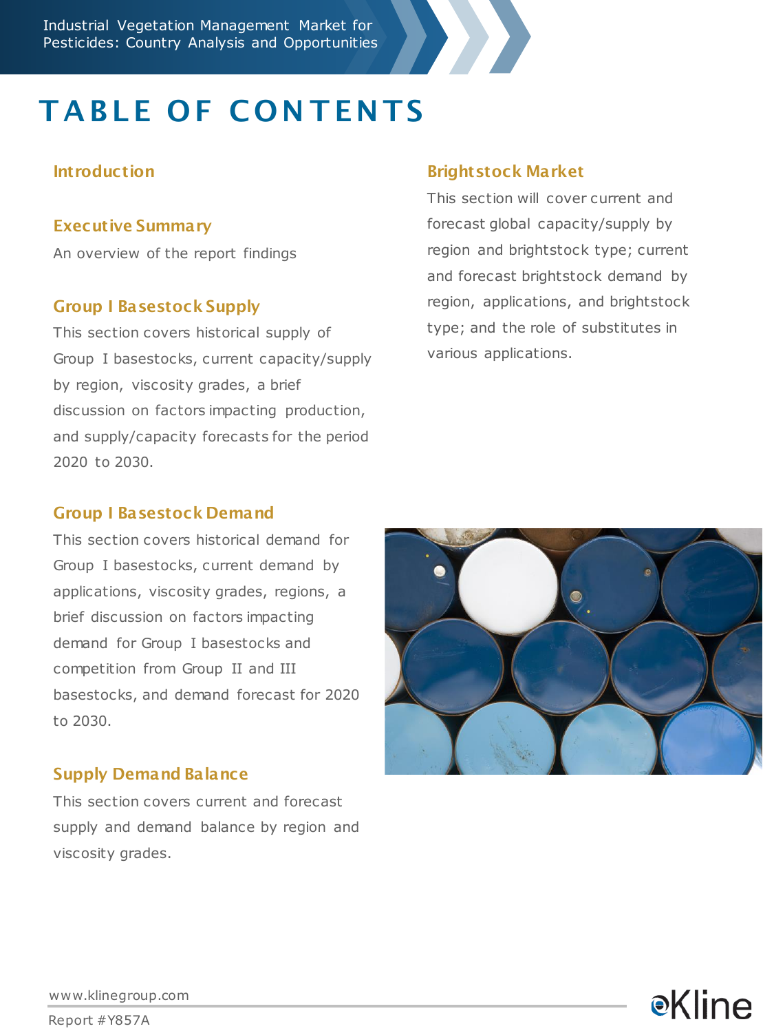# TABLE OF CONTENTS

### Introduction

### Executive Summary

An overview of the report findings

### Group I Basestock Supply

This section covers historical supply of Group I basestocks, current capacity/supply by region, viscosity grades, a brief discussion on factors impacting production, and supply/capacity forecasts for the period 2020 to 2030.

### Group I Basestock Demand

This section covers historical demand for Group I basestocks, current demand by applications, viscosity grades, regions, a brief discussion on factors impacting demand for Group I basestocks and competition from Group II and III basestocks, and demand forecast for 2020 to 2030.

### Supply Demand Balance

This section covers current and forecast supply and demand balance by region and viscosity grades.

### Brightstock Market

This section will cover current and forecast global capacity/supply by region and brightstock type; current and forecast brightstock demand by region, applications, and brightstock type; and the role of substitutes in various applications.

www.klinegroup.com

Report #Y857A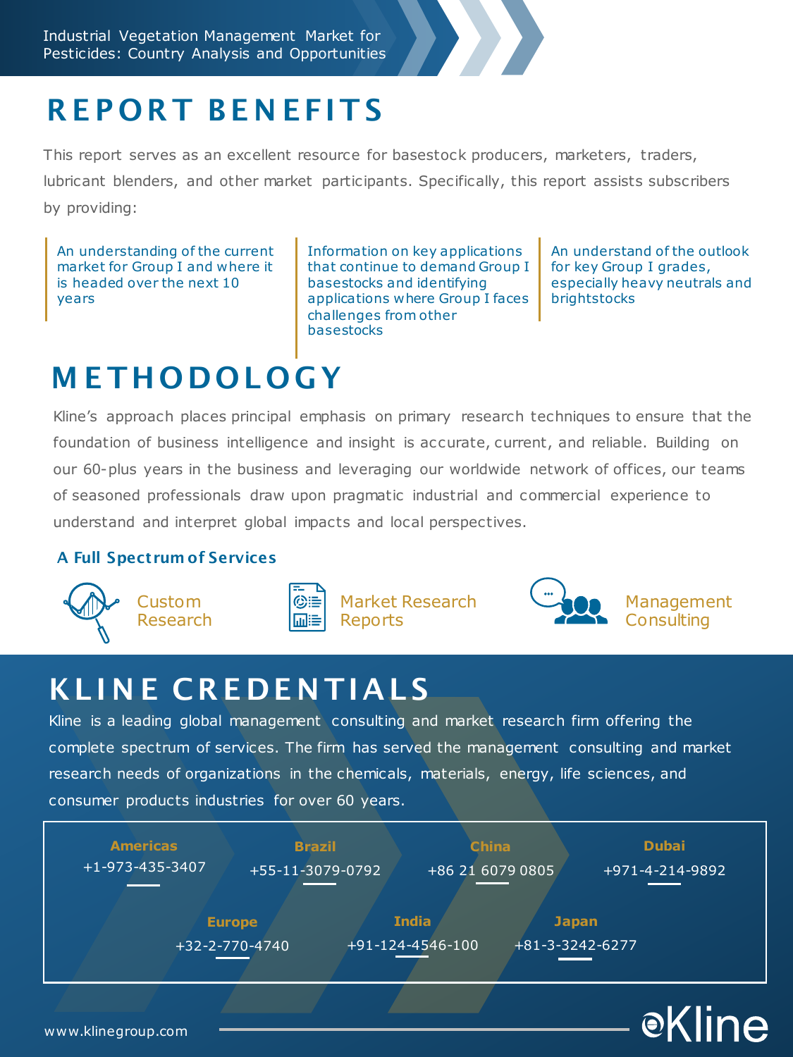# REPORT BENEFITS

This report serves as an excellent resource for basestock producers, marketers, traders, lubricant blenders, and other market participants. Specifically, this report assists subscribers by providing:

- An understanding of the current market for Group I and where it is headed over the next 10 years
- Information on key applications that continue to demand Group I basestocks and identifying applications where Group I faces challenges from other basestocks
- An understand of the outlook for key Group I grades, especially heavy neutrals and brightstocks

# METHODOLOGY

Kline's approach places principal emphasis on primary research techniques to ensure that the foundation of business intelligence and insight is accurate, current, and reliable. Building on our 60-plus years in the business and leveraging our worldwide network of offices, our teams of seasoned professionals draw upon pragmatic industrial and commercial experience to understand and interpret global impacts and local perspectives.

### A Full Spectrum of Services

- Custom Research
- Market Research Reports
- Management Consulting

# KLINE CREDENTIALS

Kline is a leading global management consulting and market research firm offering the complete spectrum of services. The firm has served the management consulting and market research needs of organizations in the chemicals, materials, energy, life sciences, and consumer products industries for over 60 years.

**Americas**
+1-973-435-3407

**Brazil**
+55-11-3079-0792

**China**
+86 21 6079 0805

**Dubai**
+971-4-214-9892

**Europe**
+32-2-770-4740

**India**
+91-124-4546-100

**Japan**
+81-3-3242-6277

www.klinegroup.com

Kline